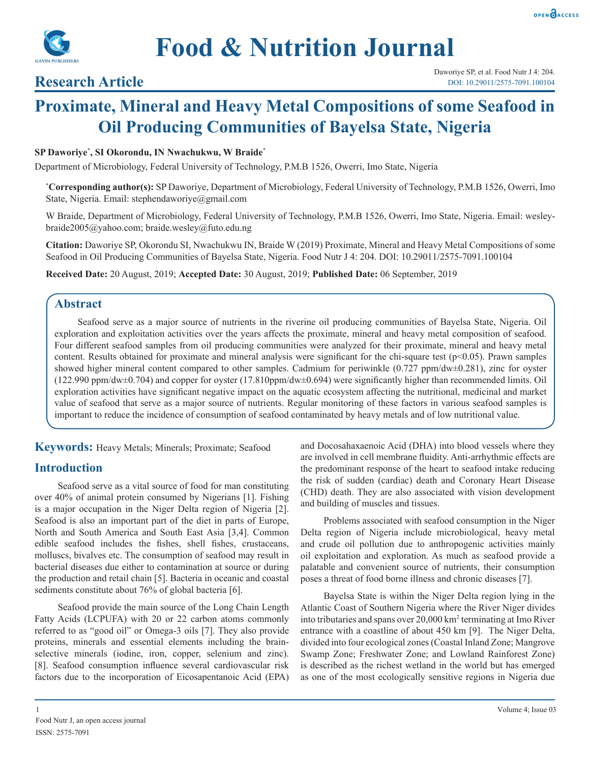# Food & Nutrition Journal

## Research Article

# Proximate, Mineral and Heavy Metal Compositions of some Seafood in Oil Producing Communities of Bayelsa State, Nigeria

**SP Daworiye*, SI Okorondu, IN Nwachukwu, W Braide***

Department of Microbiology, Federal University of Technology, P.M.B 1526, Owerri, Imo State, Nigeria

***Corresponding author(s):** SP Daworiye, Department of Microbiology, Federal University of Technology, P.M.B 1526, Owerri, Imo State, Nigeria. Email: stephendaworiye@gmail.com

W Braide, Department of Microbiology, Federal University of Technology, P.M.B 1526, Owerri, Imo State, Nigeria. Email: wesleybraide2005@yahoo.com; braide.wesley@futo.edu.ng

**Citation:** Daworiye SP, Okorondu SI, Nwachukwu IN, Braide W (2019) Proximate, Mineral and Heavy Metal Compositions of some Seafood in Oil Producing Communities of Bayelsa State, Nigeria. Food Nutr J 4: 204. DOI: 10.29011/2575-7091.100104

**Received Date:** 20 August, 2019; **Accepted Date:** 30 August, 2019; **Published Date:** 06 September, 2019

## Abstract

Seafood serve as a major source of nutrients in the riverine oil producing communities of Bayelsa State, Nigeria. Oil exploration and exploitation activities over the years affects the proximate, mineral and heavy metal composition of seafood. Four different seafood samples from oil producing communities were analyzed for their proximate, mineral and heavy metal content. Results obtained for proximate and mineral analysis were significant for the chi-square test ($p<0.05$). Prawn samples showed higher mineral content compared to other samples. Cadmium for periwinkle (0.727 ppm/dw±0.281), zinc for oyster (122.990 ppm/dw±0.704) and copper for oyster (17.810ppm/dw±0.694) were significantly higher than recommended limits. Oil exploration activities have significant negative impact on the aquatic ecosystem affecting the nutritional, medicinal and market value of seafood that serve as a major source of nutrients. Regular monitoring of these factors in various seafood samples is important to reduce the incidence of consumption of seafood contaminated by heavy metals and of low nutritional value.

**Keywords:** Heavy Metals; Minerals; Proximate; Seafood

## Introduction

Seafood serve as a vital source of food for man constituting over 40% of animal protein consumed by Nigerians [1]. Fishing is a major occupation in the Niger Delta region of Nigeria [2]. Seafood is also an important part of the diet in parts of Europe, North and South America and South East Asia [3,4]. Common edible seafood includes the fishes, shell fishes, crustaceans, molluscs, bivalves etc. The consumption of seafood may result in bacterial diseases due either to contamination at source or during the production and retail chain [5]. Bacteria in oceanic and coastal sediments constitute about 76% of global bacteria [6].

Seafood provide the main source of the Long Chain Length Fatty Acids (LCPUFA) with 20 or 22 carbon atoms commonly referred to as "good oil" or Omega-3 oils [7]. They also provide proteins, minerals and essential elements including the brain-selective minerals (iodine, iron, copper, selenium and zinc). [8]. Seafood consumption influence several cardiovascular risk factors due to the incorporation of Eicosapentanoic Acid (EPA) and Docosahaxaenoic Acid (DHA) into blood vessels where they are involved in cell membrane fluidity. Anti-arrhythmic effects are the predominant response of the heart to seafood intake reducing the risk of sudden (cardiac) death and Coronary Heart Disease (CHD) death. They are also associated with vision development and building of muscles and tissues.

Problems associated with seafood consumption in the Niger Delta region of Nigeria include microbiological, heavy metal and crude oil pollution due to anthropogenic activities mainly oil exploitation and exploration. As much as seafood provide a palatable and convenient source of nutrients, their consumption poses a threat of food borne illness and chronic diseases [7].

Bayelsa State is within the Niger Delta region lying in the Atlantic Coast of Southern Nigeria where the River Niger divides into tributaries and spans over 20,000 km$^2$ terminating at Imo River entrance with a coastline of about 450 km [9]. The Niger Delta, divided into four ecological zones (Coastal Inland Zone; Mangrove Swamp Zone; Freshwater Zone; and Lowland Rainforest Zone) is described as the richest wetland in the world but has emerged as one of the most ecologically sensitive regions in Nigeria due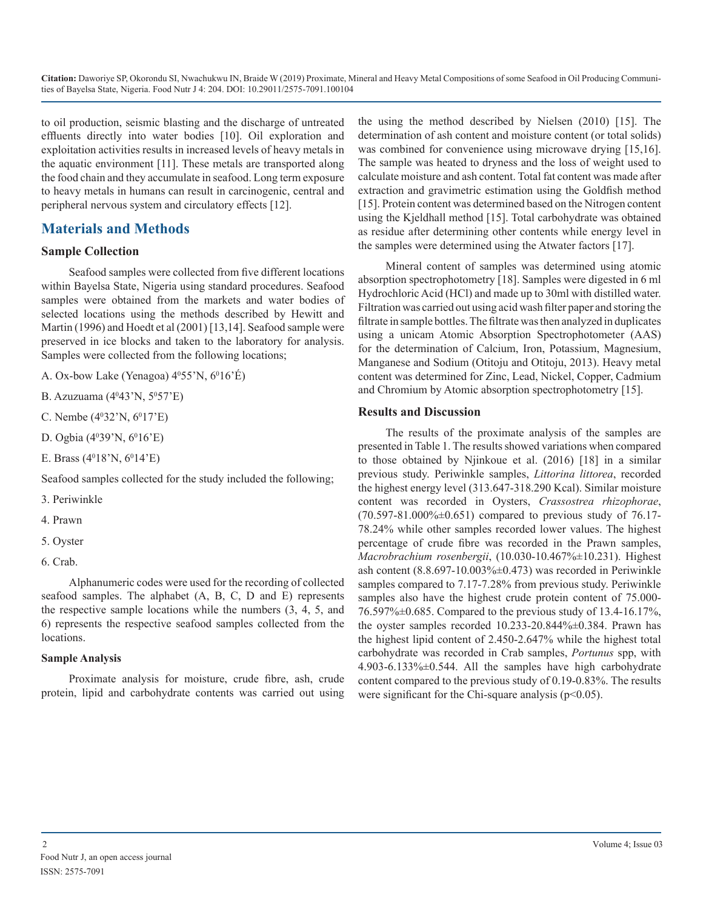to oil production, seismic blasting and the discharge of untreated effluents directly into water bodies [10]. Oil exploration and exploitation activities results in increased levels of heavy metals in the aquatic environment [11]. These metals are transported along the food chain and they accumulate in seafood. Long term exposure to heavy metals in humans can result in carcinogenic, central and peripheral nervous system and circulatory effects [12].

## Materials and Methods

### Sample Collection

Seafood samples were collected from five different locations within Bayelsa State, Nigeria using standard procedures. Seafood samples were obtained from the markets and water bodies of selected locations using the methods described by Hewitt and Martin (1996) and Hoedt et al (2001) [13,14]. Seafood sample were preserved in ice blocks and taken to the laboratory for analysis. Samples were collected from the following locations;

A. Ox-bow Lake (Yenagoa) 4⁰55'N, 6⁰16'É)

B. Azuzuama (4⁰43'N, 5⁰57'E)

C. Nembe (4⁰32'N, 6⁰17'E)

D. Ogbia (4⁰39'N, 6⁰16'E)

E. Brass (4⁰18'N, 6⁰14'E)

Seafood samples collected for the study included the following;

3. Periwinkle

4. Prawn

5. Oyster

6. Crab.

Alphanumeric codes were used for the recording of collected seafood samples. The alphabet (A, B, C, D and E) represents the respective sample locations while the numbers (3, 4, 5, and 6) represents the respective seafood samples collected from the locations.

#### Sample Analysis

Proximate analysis for moisture, crude fibre, ash, crude protein, lipid and carbohydrate contents was carried out using the using the method described by Nielsen (2010) [15]. The determination of ash content and moisture content (or total solids) was combined for convenience using microwave drying [15,16]. The sample was heated to dryness and the loss of weight used to calculate moisture and ash content. Total fat content was made after extraction and gravimetric estimation using the Goldfish method [15]. Protein content was determined based on the Nitrogen content using the Kjeldhall method [15]. Total carbohydrate was obtained as residue after determining other contents while energy level in the samples were determined using the Atwater factors [17].

Mineral content of samples was determined using atomic absorption spectrophotometry [18]. Samples were digested in 6 ml Hydrochloric Acid (HCl) and made up to 30ml with distilled water. Filtration was carried out using acid wash filter paper and storing the filtrate in sample bottles. The filtrate was then analyzed in duplicates using a unicam Atomic Absorption Spectrophotometer (AAS) for the determination of Calcium, Iron, Potassium, Magnesium, Manganese and Sodium (Otitoju and Otitoju, 2013). Heavy metal content was determined for Zinc, Lead, Nickel, Copper, Cadmium and Chromium by Atomic absorption spectrophotometry [15].

### Results and Discussion

The results of the proximate analysis of the samples are presented in Table 1. The results showed variations when compared to those obtained by Njinkoue et al. (2016) [18] in a similar previous study. Periwinkle samples, *Littorina littorea*, recorded the highest energy level (313.647-318.290 Kcal). Similar moisture content was recorded in Oysters, *Crassostrea rhizophorae*, (70.597-81.000%±0.651) compared to previous study of 76.17-78.24% while other samples recorded lower values. The highest percentage of crude fibre was recorded in the Prawn samples, *Macrobrachium rosenbergii*, (10.030-10.467%±10.231). Highest ash content (8.8.697-10.003%±0.473) was recorded in Periwinkle samples compared to 7.17-7.28% from previous study. Periwinkle samples also have the highest crude protein content of 75.000-76.597%±0.685. Compared to the previous study of 13.4-16.17%, the oyster samples recorded 10.233-20.844%±0.384. Prawn has the highest lipid content of 2.450-2.647% while the highest total carbohydrate was recorded in Crab samples, *Portunus* spp, with 4.903-6.133%±0.544. All the samples have high carbohydrate content compared to the previous study of 0.19-0.83%. The results were significant for the Chi-square analysis ($p<0.05$).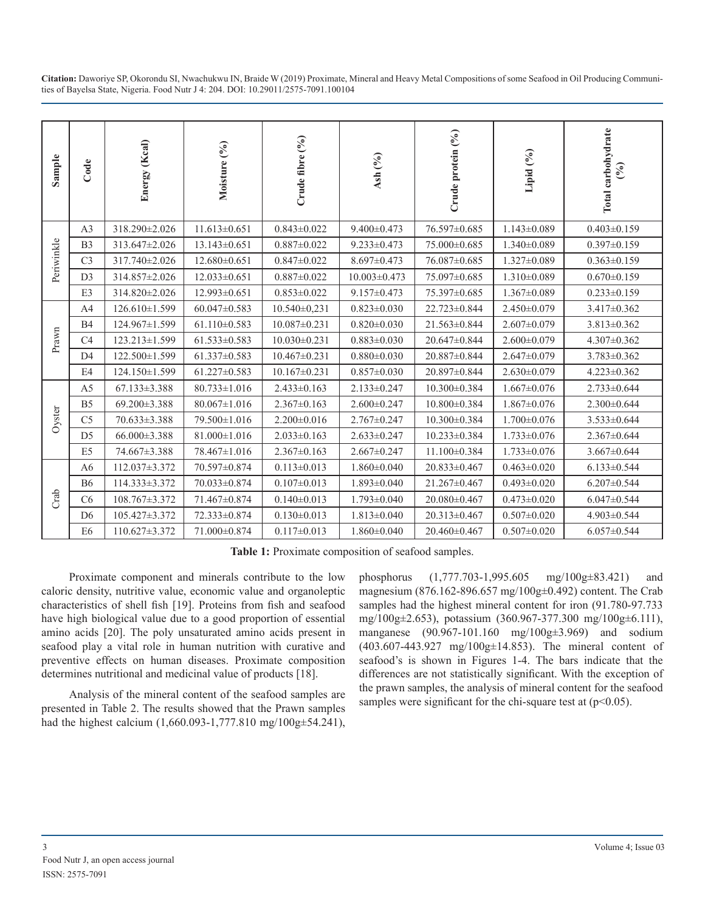| Sample | Code | Energy (Kcal) | Moisture (%) | Crude fibre (%) | Ash (%) | Crude protein (%) | Lipid (%) | Total carbohydrate (%) |
|---|---|---|---|---|---|---|---|---|
| Periwinkle | A3 | 318.290±2.026 | 11.613±0.651 | 0.843±0.022 | 9.400±0.473 | 76.597±0.685 | 1.143±0.089 | 0.403±0.159 |
| | B3 | 313.647±2.026 | 13.143±0.651 | 0.887±0.022 | 9.233±0.473 | 75.000±0.685 | 1.340±0.089 | 0.397±0.159 |
| | C3 | 317.740±2.026 | 12.680±0.651 | 0.847±0.022 | 8.697±0.473 | 76.087±0.685 | 1.327±0.089 | 0.363±0.159 |
| | D3 | 314.857±2.026 | 12.033±0.651 | 0.887±0.022 | 10.003±0.473 | 75.097±0.685 | 1.310±0.089 | 0.670±0.159 |
| | E3 | 314.820±2.026 | 12.993±0.651 | 0.853±0.022 | 9.157±0.473 | 75.397±0.685 | 1.367±0.089 | 0.233±0.159 |
| Prawn | A4 | 126.610±1.599 | 60.047±0.583 | 10.540±0,231 | 0.823±0.030 | 22.723±0.844 | 2.450±0.079 | 3.417±0.362 |
| | B4 | 124.967±1.599 | 61.110±0.583 | 10.087±0.231 | 0.820±0.030 | 21.563±0.844 | 2.607±0.079 | 3.813±0.362 |
| | C4 | 123.213±1.599 | 61.533±0.583 | 10.030±0.231 | 0.883±0.030 | 20.647±0.844 | 2.600±0.079 | 4.307±0.362 |
| | D4 | 122.500±1.599 | 61.337±0.583 | 10.467±0.231 | 0.880±0.030 | 20.887±0.844 | 2.647±0.079 | 3.783±0.362 |
| | E4 | 124.150±1.599 | 61.227±0.583 | 10.167±0.231 | 0.857±0.030 | 20.897±0.844 | 2.630±0.079 | 4.223±0.362 |
| Oyster | A5 | 67.133±3.388 | 80.733±1.016 | 2.433±0.163 | 2.133±0.247 | 10.300±0.384 | 1.667±0.076 | 2.733±0.644 |
| | B5 | 69.200±3.388 | 80.067±1.016 | 2.367±0.163 | 2.600±0.247 | 10.800±0.384 | 1.867±0.076 | 2.300±0.644 |
| | C5 | 70.633±3.388 | 79.500±1.016 | 2.200±0.016 | 2.767±0.247 | 10.300±0.384 | 1.700±0.076 | 3.533±0.644 |
| | D5 | 66.000±3.388 | 81.000±1.016 | 2.033±0.163 | 2.633±0.247 | 10.233±0.384 | 1.733±0.076 | 2.367±0.644 |
| | E5 | 74.667±3.388 | 78.467±1.016 | 2.367±0.163 | 2.667±0.247 | 11.100±0.384 | 1.733±0.076 | 3.667±0.644 |
| Crab | A6 | 112.037±3.372 | 70.597±0.874 | 0.113±0.013 | 1.860±0.040 | 20.833±0.467 | 0.463±0.020 | 6.133±0.544 |
| | B6 | 114.333±3.372 | 70.033±0.874 | 0.107±0.013 | 1.893±0.040 | 21.267±0.467 | 0.493±0.020 | 6.207±0.544 |
| | C6 | 108.767±3.372 | 71.467±0.874 | 0.140±0.013 | 1.793±0.040 | 20.080±0.467 | 0.473±0.020 | 6.047±0.544 |
| | D6 | 105.427±3.372 | 72.333±0.874 | 0.130±0.013 | 1.813±0.040 | 20.313±0.467 | 0.507±0.020 | 4.903±0.544 |
| | E6 | 110.627±3.372 | 71.000±0.874 | 0.117±0.013 | 1.860±0.040 | 20.460±0.467 | 0.507±0.020 | 6.057±0.544 |

**Table 1:** Proximate composition of seafood samples.

Proximate component and minerals contribute to the low caloric density, nutritive value, economic value and organoleptic characteristics of shell fish [19]. Proteins from fish and seafood have high biological value due to a good proportion of essential amino acids [20]. The poly unsaturated amino acids present in seafood play a vital role in human nutrition with curative and preventive effects on human diseases. Proximate composition determines nutritional and medicinal value of products [18].

Analysis of the mineral content of the seafood samples are presented in Table 2. The results showed that the Prawn samples had the highest calcium (1,660.093-1,777.810 mg/100g±54.241), phosphorus (1,777.703-1,995.605 mg/100g±83.421) and magnesium (876.162-896.657 mg/100g±0.492) content. The Crab samples had the highest mineral content for iron (91.780-97.733 mg/100g±2.653), potassium (360.967-377.300 mg/100g±6.111), manganese (90.967-101.160 mg/100g±3.969) and sodium (403.607-443.927 mg/100g±14.853). The mineral content of seafood's is shown in Figures 1-4. The bars indicate that the differences are not statistically significant. With the exception of the prawn samples, the analysis of mineral content for the seafood samples were significant for the chi-square test at ($p<0.05$).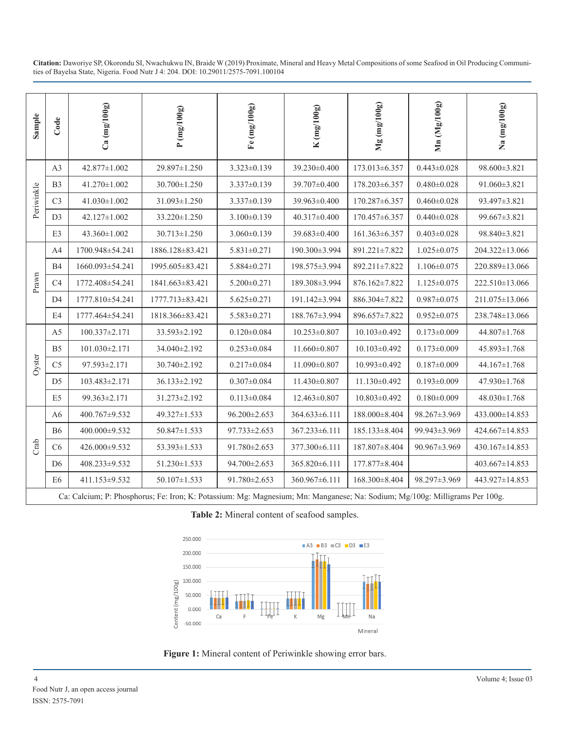**Citation:** Daworiye SP, Okorondu SI, Nwachukwu IN, Braide W (2019) Proximate, Mineral and Heavy Metal Compositions of some Seafood in Oil Producing Communities of Bayelsa State, Nigeria. Food Nutr J 4: 204. DOI: 10.29011/2575-7091.100104

| Sample | Code | Ca (mg/100g) | P (mg/100g) | Fe (mg/100g) | K (mg/100g) | Mg (mg/100g) | Mn (Mg/100g) | Na (mg/100g) |
|---|---|---|---|---|---|---|---|---|
| Periwinkle | A3 | 42.877±1.002 | 29.897±1.250 | 3.323±0.139 | 39.230±0.400 | 173.013±6.357 | 0.443±0.028 | 98.600±3.821 |
| | B3 | 41.270±1.002 | 30.700±1.250 | 3.337±0.139 | 39.707±0.400 | 178.203±6.357 | 0.480±0.028 | 91.060±3.821 |
| | C3 | 41.030±1.002 | 31.093±1.250 | 3.337±0.139 | 39.963±0.400 | 170.287±6.357 | 0.460±0.028 | 93.497±3.821 |
| | D3 | 42.127±1.002 | 33.220±1.250 | 3.100±0.139 | 40.317±0.400 | 170.457±6.357 | 0.440±0.028 | 99.667±3.821 |
| | E3 | 43.360±1.002 | 30.713±1.250 | 3.060±0.139 | 39.683±0.400 | 161.363±6.357 | 0.403±0.028 | 98.840±3.821 |
| Prawn | A4 | 1700.948±54.241 | 1886.128±83.421 | 5.831±0.271 | 190.300±3.994 | 891.221±7.822 | 1.025±0.075 | 204.322±13.066 |
| | B4 | 1660.093±54.241 | 1995.605±83.421 | 5.884±0.271 | 198.575±3.994 | 892.211±7.822 | 1.106±0.075 | 220.889±13.066 |
| | C4 | 1772.408±54.241 | 1841.663±83.421 | 5.200±0.271 | 189.308±3.994 | 876.162±7.822 | 1.125±0.075 | 222.510±13.066 |
| | D4 | 1777.810±54.241 | 1777.713±83.421 | 5.625±0.271 | 191.142±3.994 | 886.304±7.822 | 0.987±0.075 | 211.075±13.066 |
| | E4 | 1777.464±54.241 | 1818.366±83.421 | 5.583±0.271 | 188.767±3.994 | 896.657±7.822 | 0.952±0.075 | 238.748±13.066 |
| Oyster | A5 | 100.337±2.171 | 33.593±2.192 | 0.120±0.084 | 10.253±0.807 | 10.103±0.492 | 0.173±0.009 | 44.807±1.768 |
| | B5 | 101.030±2.171 | 34.040±2.192 | 0.253±0.084 | 11.660±0.807 | 10.103±0.492 | 0.173±0.009 | 45.893±1.768 |
| | C5 | 97.593±2.171 | 30.740±2.192 | 0.217±0.084 | 11.090±0.807 | 10.993±0.492 | 0.187±0.009 | 44.167±1.768 |
| | D5 | 103.483±2.171 | 36.133±2.192 | 0.307±0.084 | 11.430±0.807 | 11.130±0.492 | 0.193±0.009 | 47.930±1.768 |
| | E5 | 99.363±2.171 | 31.273±2.192 | 0.113±0.084 | 12.463±0.807 | 10.803±0.492 | 0.180±0.009 | 48.030±1.768 |
| Crab | A6 | 400.767±9.532 | 49.327±1.533 | 96.200±2.653 | 364.633±6.111 | 188.000±8.404 | 98.267±3.969 | 433.000±14.853 |
| | B6 | 400.000±9.532 | 50.847±1.533 | 97.733±2.653 | 367.233±6.111 | 185.133±8.404 | 99.943±3.969 | 424.667±14.853 |
| | C6 | 426.000±9.532 | 53.393±1.533 | 91.780±2.653 | 377.300±6.111 | 187.807±8.404 | 90.967±3.969 | 430.167±14.853 |
| | D6 | 408.233±9.532 | 51.230±1.533 | 94.700±2.653 | 365.820±6.111 | 177.877±8.404 | | 403.667±14.853 |
| | E6 | 411.153±9.532 | 50.107±1.533 | 91.780±2.653 | 360.967±6.111 | 168.300±8.404 | 98.297±3.969 | 443.927±14.853 |

Ca: Calcium; P: Phosphorus; Fe: Iron; K: Potassium: Mg: Magnesium; Mn: Manganese; Na: Sodium; Mg/100g: Milligrams Per 100g.

**Table 2:** Mineral content of seafood samples.

**Figure 1:** Mineral content of Periwinkle showing error bars.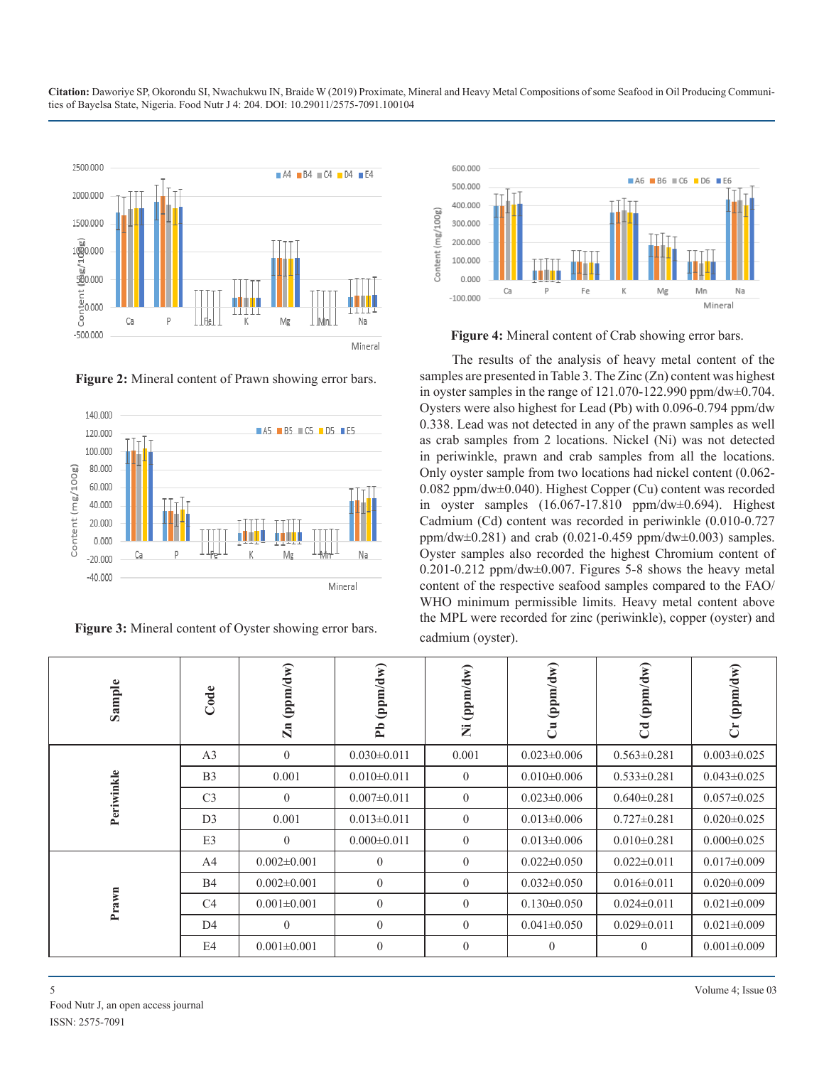**Figure 2:** Mineral content of Prawn showing error bars.

**Figure 3:** Mineral content of Oyster showing error bars.

**Figure 4:** Mineral content of Crab showing error bars.

The results of the analysis of heavy metal content of the samples are presented in Table 3. The Zinc (Zn) content was highest in oyster samples in the range of 121.070-122.990 ppm/dw±0.704. Oysters were also highest for Lead (Pb) with 0.096-0.794 ppm/dw 0.338. Lead was not detected in any of the prawn samples as well as crab samples from 2 locations. Nickel (Ni) was not detected in periwinkle, prawn and crab samples from all the locations. Only oyster sample from two locations had nickel content (0.062-0.082 ppm/dw±0.040). Highest Copper (Cu) content was recorded in oyster samples (16.067-17.810 ppm/dw±0.694). Highest Cadmium (Cd) content was recorded in periwinkle (0.010-0.727 ppm/dw±0.281) and crab (0.021-0.459 ppm/dw±0.003) samples. Oyster samples also recorded the highest Chromium content of 0.201-0.212 ppm/dw±0.007. Figures 5-8 shows the heavy metal content of the respective seafood samples compared to the FAO/WHO minimum permissible limits. Heavy metal content above the MPL were recorded for zinc (periwinkle), copper (oyster) and cadmium (oyster).

| Sample | Code | Zn (ppm/dw) | Pb (ppm/dw) | Ni (ppm/dw) | Cu (ppm/dw) | Cd (ppm/dw) | Cr (ppm/dw) |
|---|---|---|---|---|---|---|---|
| Periwinkle | A3 | 0 | 0.030±0.011 | 0.001 | 0.023±0.006 | 0.563±0.281 | 0.003±0.025 |
| | B3 | 0.001 | 0.010±0.011 | 0 | 0.010±0.006 | 0.533±0.281 | 0.043±0.025 |
| | C3 | 0 | 0.007±0.011 | 0 | 0.023±0.006 | 0.640±0.281 | 0.057±0.025 |
| | D3 | 0.001 | 0.013±0.011 | 0 | 0.013±0.006 | 0.727±0.281 | 0.020±0.025 |
| | E3 | 0 | 0.000±0.011 | 0 | 0.013±0.006 | 0.010±0.281 | 0.000±0.025 |
| Prawn | A4 | 0.002±0.001 | 0 | 0 | 0.022±0.050 | 0.022±0.011 | 0.017±0.009 |
| | B4 | 0.002±0.001 | 0 | 0 | 0.032±0.050 | 0.016±0.011 | 0.020±0.009 |
| | C4 | 0.001±0.001 | 0 | 0 | 0.130±0.050 | 0.024±0.011 | 0.021±0.009 |
| | D4 | 0 | 0 | 0 | 0.041±0.050 | 0.029±0.011 | 0.021±0.009 |
| | E4 | 0.001±0.001 | 0 | 0 | 0 | 0 | 0.001±0.009 |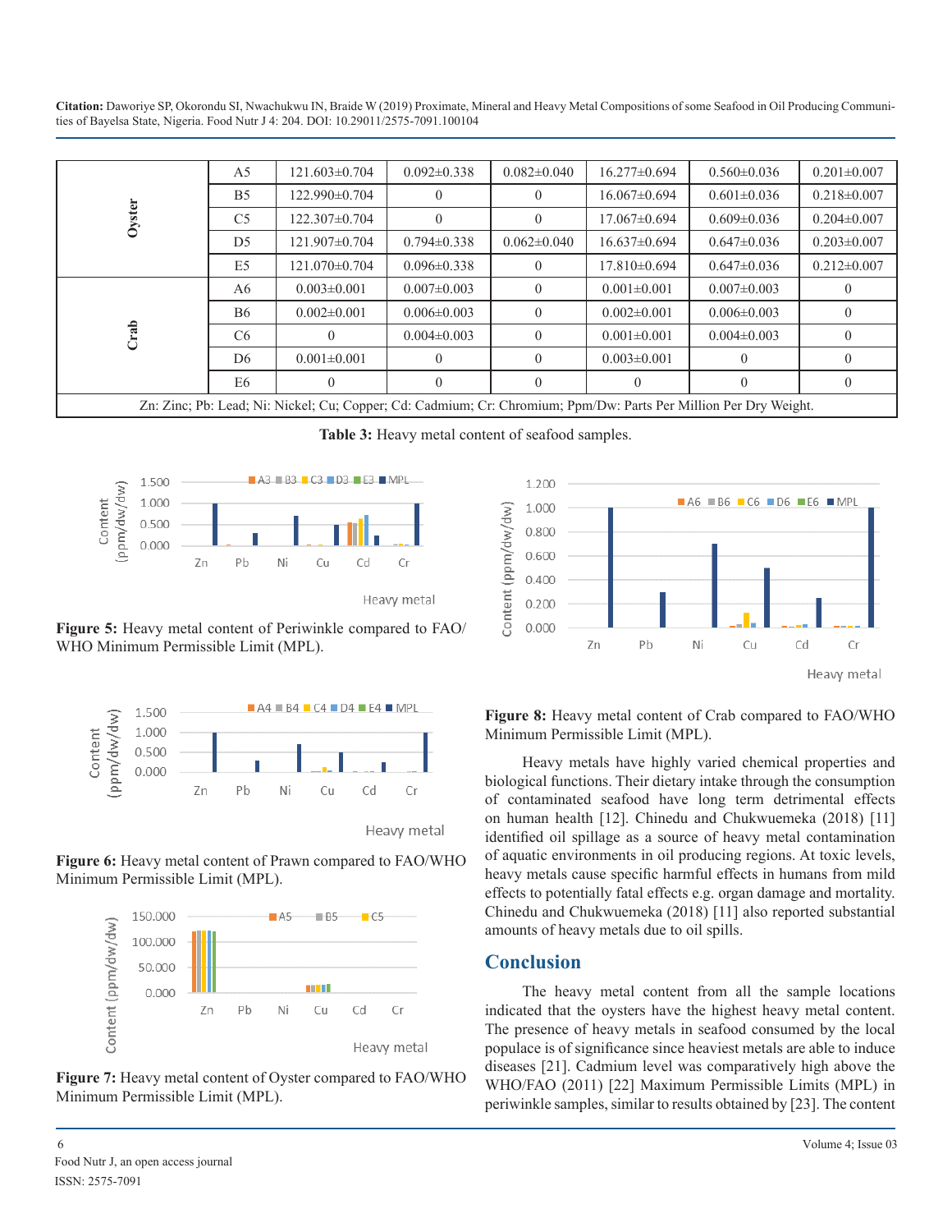| | | | | | | | |
|---|---|---|---|---|---|---|---|
| Oyster | A5 | 121.603±0.704 | 0.092±0.338 | 0.082±0.040 | 16.277±0.694 | 0.560±0.036 | 0.201±0.007 |
| | B5 | 122.990±0.704 | 0 | 0 | 16.067±0.694 | 0.601±0.036 | 0.218±0.007 |
| | C5 | 122.307±0.704 | 0 | 0 | 17.067±0.694 | 0.609±0.036 | 0.204±0.007 |
| | D5 | 121.907±0.704 | 0.794±0.338 | 0.062±0.040 | 16.637±0.694 | 0.647±0.036 | 0.203±0.007 |
| | E5 | 121.070±0.704 | 0.096±0.338 | 0 | 17.810±0.694 | 0.647±0.036 | 0.212±0.007 |
| Crab | A6 | 0.003±0.001 | 0.007±0.003 | 0 | 0.001±0.001 | 0.007±0.003 | 0 |
| | B6 | 0.002±0.001 | 0.006±0.003 | 0 | 0.002±0.001 | 0.006±0.003 | 0 |
| | C6 | 0 | 0.004±0.003 | 0 | 0.001±0.001 | 0.004±0.003 | 0 |
| | D6 | 0.001±0.001 | 0 | 0 | 0.003±0.001 | 0 | 0 |
| | E6 | 0 | 0 | 0 | 0 | 0 | 0 |

Zn: Zinc; Pb: Lead; Ni: Nickel; Cu; Copper; Cd: Cadmium; Cr: Chromium; Ppm/Dw: Parts Per Million Per Dry Weight.

**Table 3:** Heavy metal content of seafood samples.

**Figure 5:** Heavy metal content of Periwinkle compared to FAO/WHO Minimum Permissible Limit (MPL).

**Figure 6:** Heavy metal content of Prawn compared to FAO/WHO Minimum Permissible Limit (MPL).

**Figure 7:** Heavy metal content of Oyster compared to FAO/WHO Minimum Permissible Limit (MPL).

**Figure 8:** Heavy metal content of Crab compared to FAO/WHO Minimum Permissible Limit (MPL).

Heavy metals have highly varied chemical properties and biological functions. Their dietary intake through the consumption of contaminated seafood have long term detrimental effects on human health [12]. Chinedu and Chukwuemeka (2018) [11] identified oil spillage as a source of heavy metal contamination of aquatic environments in oil producing regions. At toxic levels, heavy metals cause specific harmful effects in humans from mild effects to potentially fatal effects e.g. organ damage and mortality. Chinedu and Chukwuemeka (2018) [11] also reported substantial amounts of heavy metals due to oil spills.

## Conclusion

The heavy metal content from all the sample locations indicated that the oysters have the highest heavy metal content. The presence of heavy metals in seafood consumed by the local populace is of significance since heaviest metals are able to induce diseases [21]. Cadmium level was comparatively high above the WHO/FAO (2011) [22] Maximum Permissible Limits (MPL) in periwinkle samples, similar to results obtained by [23]. The content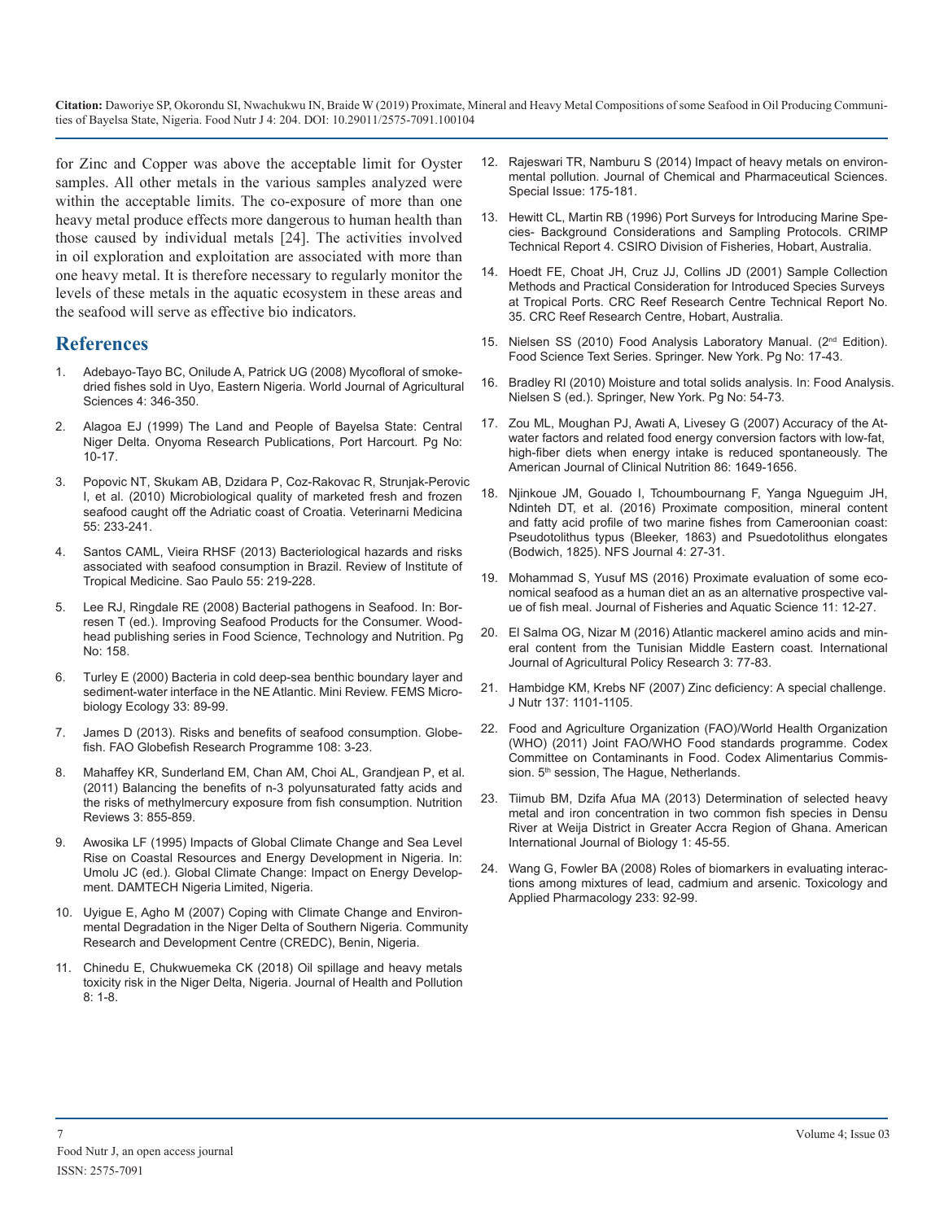for Zinc and Copper was above the acceptable limit for Oyster samples. All other metals in the various samples analyzed were within the acceptable limits. The co-exposure of more than one heavy metal produce effects more dangerous to human health than those caused by individual metals [24]. The activities involved in oil exploration and exploitation are associated with more than one heavy metal. It is therefore necessary to regularly monitor the levels of these metals in the aquatic ecosystem in these areas and the seafood will serve as effective bio indicators.

## References

1. Adebayo-Tayo BC, Onilude A, Patrick UG (2008) Mycofloral of smoke-dried fishes sold in Uyo, Eastern Nigeria. World Journal of Agricultural Sciences 4: 346-350.
2. Alagoa EJ (1999) The Land and People of Bayelsa State: Central Niger Delta. Onyoma Research Publications, Port Harcourt. Pg No: 10-17.
3. Popovic NT, Skukam AB, Dzidara P, Coz-Rakovac R, Strunjak-Perovic I, et al. (2010) Microbiological quality of marketed fresh and frozen seafood caught off the Adriatic coast of Croatia. Veterinarni Medicina 55: 233-241.
4. Santos CAML, Vieira RHSF (2013) Bacteriological hazards and risks associated with seafood consumption in Brazil. Review of Institute of Tropical Medicine. Sao Paulo 55: 219-228.
5. Lee RJ, Ringdale RE (2008) Bacterial pathogens in Seafood. In: Borresen T (ed.). Improving Seafood Products for the Consumer. Woodhead publishing series in Food Science, Technology and Nutrition. Pg No: 158.
6. Turley E (2000) Bacteria in cold deep-sea benthic boundary layer and sediment-water interface in the NE Atlantic. Mini Review. FEMS Microbiology Ecology 33: 89-99.
7. James D (2013). Risks and benefits of seafood consumption. Globefish. FAO Globefish Research Programme 108: 3-23.
8. Mahaffey KR, Sunderland EM, Chan AM, Choi AL, Grandjean P, et al. (2011) Balancing the benefits of n-3 polyunsaturated fatty acids and the risks of methylmercury exposure from fish consumption. Nutrition Reviews 3: 855-859.
9. Awosika LF (1995) Impacts of Global Climate Change and Sea Level Rise on Coastal Resources and Energy Development in Nigeria. In: Umolu JC (ed.). Global Climate Change: Impact on Energy Development. DAMTECH Nigeria Limited, Nigeria.
10. Uyigue E, Agho M (2007) Coping with Climate Change and Environmental Degradation in the Niger Delta of Southern Nigeria. Community Research and Development Centre (CREDC), Benin, Nigeria.
11. Chinedu E, Chukwuemeka CK (2018) Oil spillage and heavy metals toxicity risk in the Niger Delta, Nigeria. Journal of Health and Pollution 8: 1-8.
12. Rajeswari TR, Namburu S (2014) Impact of heavy metals on environmental pollution. Journal of Chemical and Pharmaceutical Sciences. Special Issue: 175-181.
13. Hewitt CL, Martin RB (1996) Port Surveys for Introducing Marine Species- Background Considerations and Sampling Protocols. CRIMP Technical Report 4. CSIRO Division of Fisheries, Hobart, Australia.
14. Hoedt FE, Choat JH, Cruz JJ, Collins JD (2001) Sample Collection Methods and Practical Consideration for Introduced Species Surveys at Tropical Ports. CRC Reef Research Centre Technical Report No. 35. CRC Reef Research Centre, Hobart, Australia.
15. Nielsen SS (2010) Food Analysis Laboratory Manual. (2nd Edition). Food Science Text Series. Springer. New York. Pg No: 17-43.
16. Bradley RI (2010) Moisture and total solids analysis. In: Food Analysis. Nielsen S (ed.). Springer, New York. Pg No: 54-73.
17. Zou ML, Moughan PJ, Awati A, Livesey G (2007) Accuracy of the Atwater factors and related food energy conversion factors with low-fat, high-fiber diets when energy intake is reduced spontaneously. The American Journal of Clinical Nutrition 86: 1649-1656.
18. Njinkoue JM, Gouado I, Tchoumbournang F, Yanga Ngueguim JH, Ndinteh DT, et al. (2016) Proximate composition, mineral content and fatty acid profile of two marine fishes from Cameroonian coast: Pseudotolithus typus (Bleeker, 1863) and Psuedotolithus elongates (Bodwich, 1825). NFS Journal 4: 27-31.
19. Mohammad S, Yusuf MS (2016) Proximate evaluation of some economical seafood as a human diet an as an alternative prospective value of fish meal. Journal of Fisheries and Aquatic Science 11: 12-27.
20. El Salma OG, Nizar M (2016) Atlantic mackerel amino acids and mineral content from the Tunisian Middle Eastern coast. International Journal of Agricultural Policy Research 3: 77-83.
21. Hambidge KM, Krebs NF (2007) Zinc deficiency: A special challenge. J Nutr 137: 1101-1105.
22. Food and Agriculture Organization (FAO)/World Health Organization (WHO) (2011) Joint FAO/WHO Food standards programme. Codex Committee on Contaminants in Food. Codex Alimentarius Commission. 5th session, The Hague, Netherlands.
23. Tiimub BM, Dzifa Afua MA (2013) Determination of selected heavy metal and iron concentration in two common fish species in Densu River at Weija District in Greater Accra Region of Ghana. American International Journal of Biology 1: 45-55.
24. Wang G, Fowler BA (2008) Roles of biomarkers in evaluating interactions among mixtures of lead, cadmium and arsenic. Toxicology and Applied Pharmacology 233: 92-99.